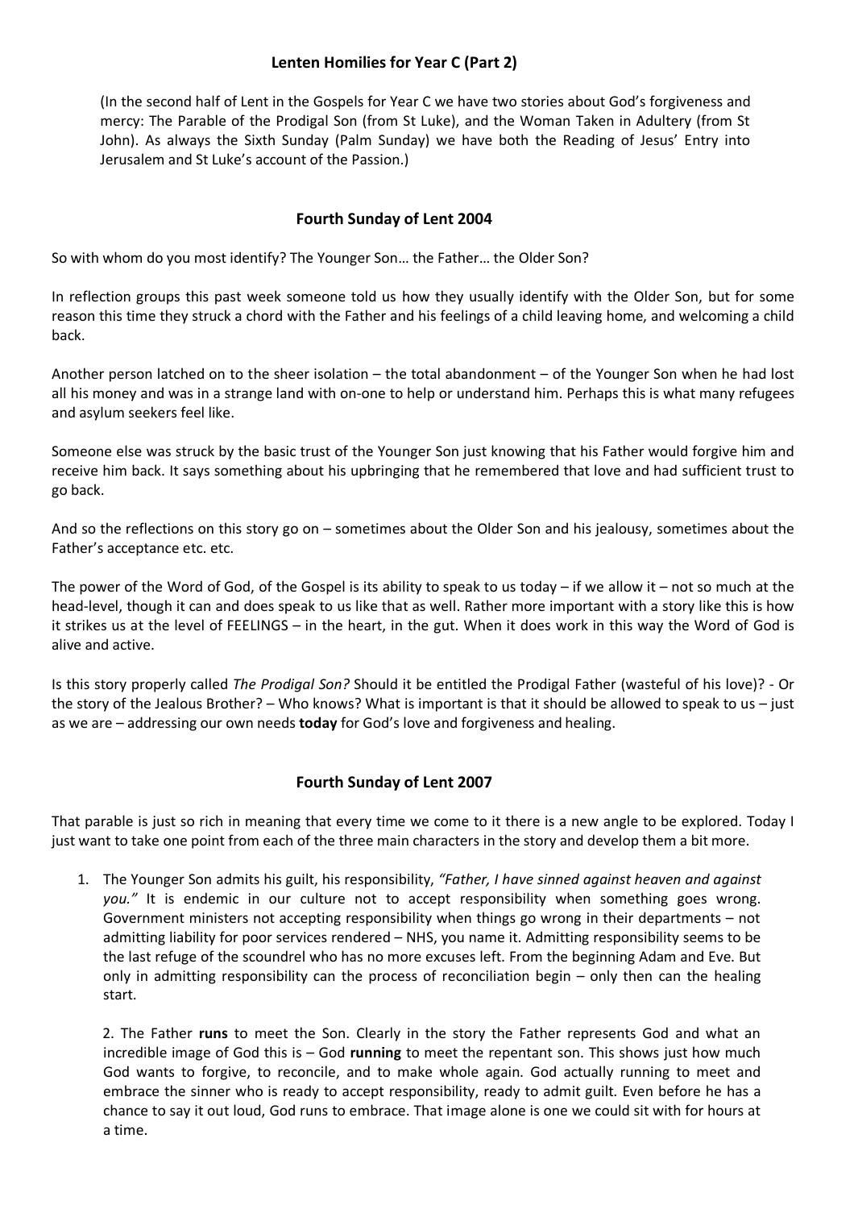# Lenten Homilies for Year C (Part 2)

(In the second half of Lent in the Gospels for Year C we have two stories about God's forgiveness and mercy: The Parable of the Prodigal Son (from St Luke), and the Woman Taken in Adultery (from St John). As always the Sixth Sunday (Palm Sunday) we have both the Reading of Jesus' Entry into Jerusalem and St Luke's account of the Passion.)

## Fourth Sunday of Lent 2004

So with whom do you most identify? The Younger Son… the Father… the Older Son?

In reflection groups this past week someone told us how they usually identify with the Older Son, but for some reason this time they struck a chord with the Father and his feelings of a child leaving home, and welcoming a child back.

Another person latched on to the sheer isolation – the total abandonment – of the Younger Son when he had lost all his money and was in a strange land with on-one to help or understand him. Perhaps this is what many refugees and asylum seekers feel like.

Someone else was struck by the basic trust of the Younger Son just knowing that his Father would forgive him and receive him back. It says something about his upbringing that he remembered that love and had sufficient trust to go back.

And so the reflections on this story go on – sometimes about the Older Son and his jealousy, sometimes about the Father's acceptance etc. etc.

The power of the Word of God, of the Gospel is its ability to speak to us today – if we allow it – not so much at the head-level, though it can and does speak to us like that as well. Rather more important with a story like this is how it strikes us at the level of FEELINGS – in the heart, in the gut. When it does work in this way the Word of God is alive and active.

Is this story properly called *The Prodigal Son?* Should it be entitled the Prodigal Father (wasteful of his love)? - Or the story of the Jealous Brother? – Who knows? What is important is that it should be allowed to speak to us – just as we are – addressing our own needs **today** for God's love and forgiveness and healing.

## Fourth Sunday of Lent 2007

That parable is just so rich in meaning that every time we come to it there is a new angle to be explored. Today I just want to take one point from each of the three main characters in the story and develop them a bit more.

1. The Younger Son admits his guilt, his responsibility, *"Father, I have sinned against heaven and against you."* It is endemic in our culture not to accept responsibility when something goes wrong. Government ministers not accepting responsibility when things go wrong in their departments – not admitting liability for poor services rendered – NHS, you name it. Admitting responsibility seems to be the last refuge of the scoundrel who has no more excuses left. From the beginning Adam and Eve. But only in admitting responsibility can the process of reconciliation begin – only then can the healing start.

2. The Father **runs** to meet the Son. Clearly in the story the Father represents God and what an incredible image of God this is – God **running** to meet the repentant son. This shows just how much God wants to forgive, to reconcile, and to make whole again. God actually running to meet and embrace the sinner who is ready to accept responsibility, ready to admit guilt. Even before he has a chance to say it out loud, God runs to embrace. That image alone is one we could sit with for hours at a time.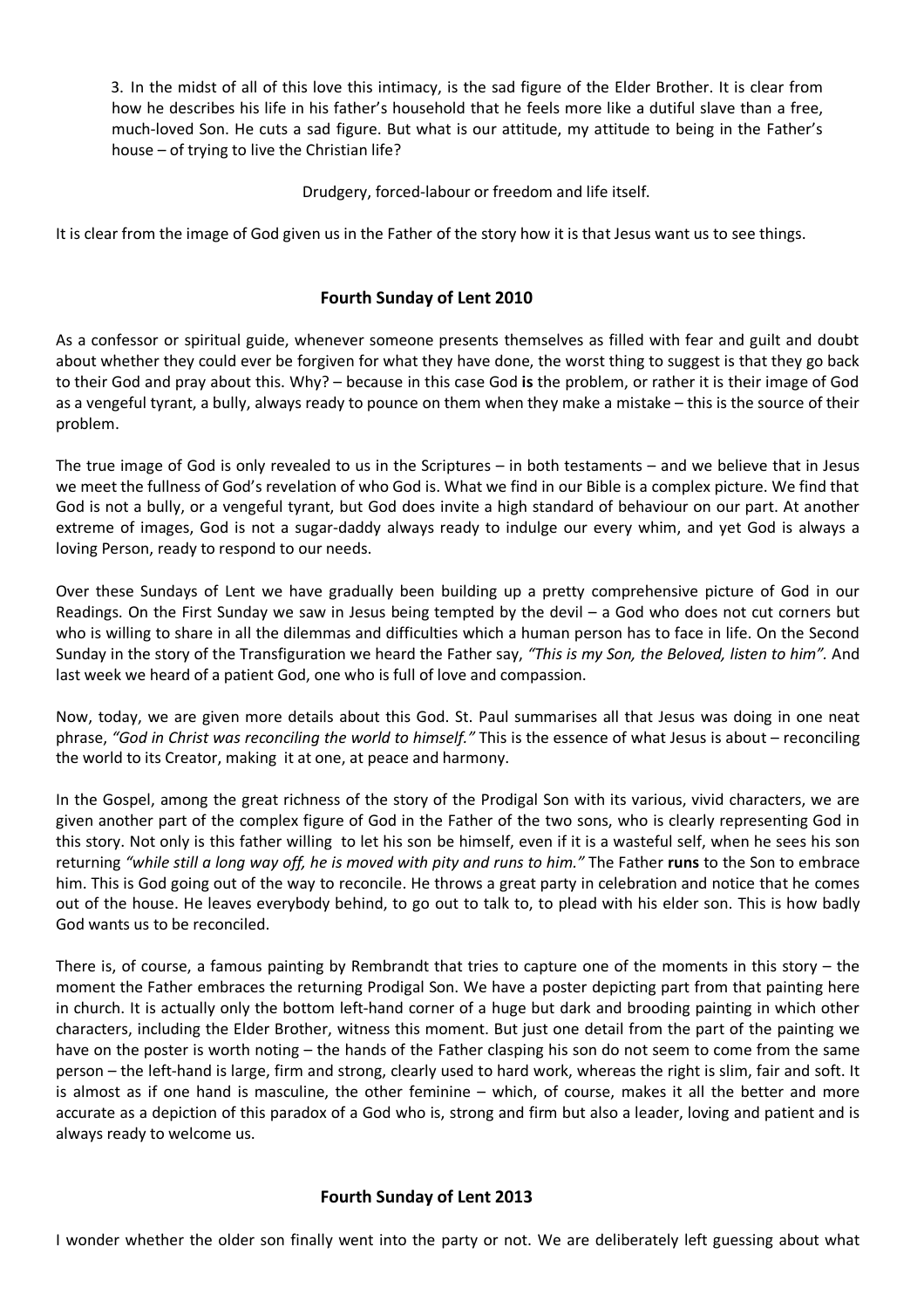3. In the midst of all of this love this intimacy, is the sad figure of the Elder Brother. It is clear from how he describes his life in his father's household that he feels more like a dutiful slave than a free, much-loved Son. He cuts a sad figure. But what is our attitude, my attitude to being in the Father's house – of trying to live the Christian life?

Drudgery, forced-labour or freedom and life itself.

It is clear from the image of God given us in the Father of the story how it is that Jesus want us to see things.

## Fourth Sunday of Lent 2010

As a confessor or spiritual guide, whenever someone presents themselves as filled with fear and guilt and doubt about whether they could ever be forgiven for what they have done, the worst thing to suggest is that they go back to their God and pray about this. Why? – because in this case God **is** the problem, or rather it is their image of God as a vengeful tyrant, a bully, always ready to pounce on them when they make a mistake – this is the source of their problem.

The true image of God is only revealed to us in the Scriptures – in both testaments – and we believe that in Jesus we meet the fullness of God's revelation of who God is. What we find in our Bible is a complex picture. We find that God is not a bully, or a vengeful tyrant, but God does invite a high standard of behaviour on our part. At another extreme of images, God is not a sugar-daddy always ready to indulge our every whim, and yet God is always a loving Person, ready to respond to our needs.

Over these Sundays of Lent we have gradually been building up a pretty comprehensive picture of God in our Readings. On the First Sunday we saw in Jesus being tempted by the devil – a God who does not cut corners but who is willing to share in all the dilemmas and difficulties which a human person has to face in life. On the Second Sunday in the story of the Transfiguration we heard the Father say, *"This is my Son, the Beloved, listen to him".* And last week we heard of a patient God, one who is full of love and compassion.

Now, today, we are given more details about this God. St. Paul summarises all that Jesus was doing in one neat phrase, *"God in Christ was reconciling the world to himself."* This is the essence of what Jesus is about – reconciling the world to its Creator, making it at one, at peace and harmony.

In the Gospel, among the great richness of the story of the Prodigal Son with its various, vivid characters, we are given another part of the complex figure of God in the Father of the two sons, who is clearly representing God in this story. Not only is this father willing to let his son be himself, even if it is a wasteful self, when he sees his son returning *"while still a long way off, he is moved with pity and runs to him."* The Father **runs** to the Son to embrace him. This is God going out of the way to reconcile. He throws a great party in celebration and notice that he comes out of the house. He leaves everybody behind, to go out to talk to, to plead with his elder son. This is how badly God wants us to be reconciled.

There is, of course, a famous painting by Rembrandt that tries to capture one of the moments in this story – the moment the Father embraces the returning Prodigal Son. We have a poster depicting part from that painting here in church. It is actually only the bottom left-hand corner of a huge but dark and brooding painting in which other characters, including the Elder Brother, witness this moment. But just one detail from the part of the painting we have on the poster is worth noting – the hands of the Father clasping his son do not seem to come from the same person – the left-hand is large, firm and strong, clearly used to hard work, whereas the right is slim, fair and soft. It is almost as if one hand is masculine, the other feminine – which, of course, makes it all the better and more accurate as a depiction of this paradox of a God who is, strong and firm but also a leader, loving and patient and is always ready to welcome us.

## Fourth Sunday of Lent 2013

I wonder whether the older son finally went into the party or not. We are deliberately left guessing about what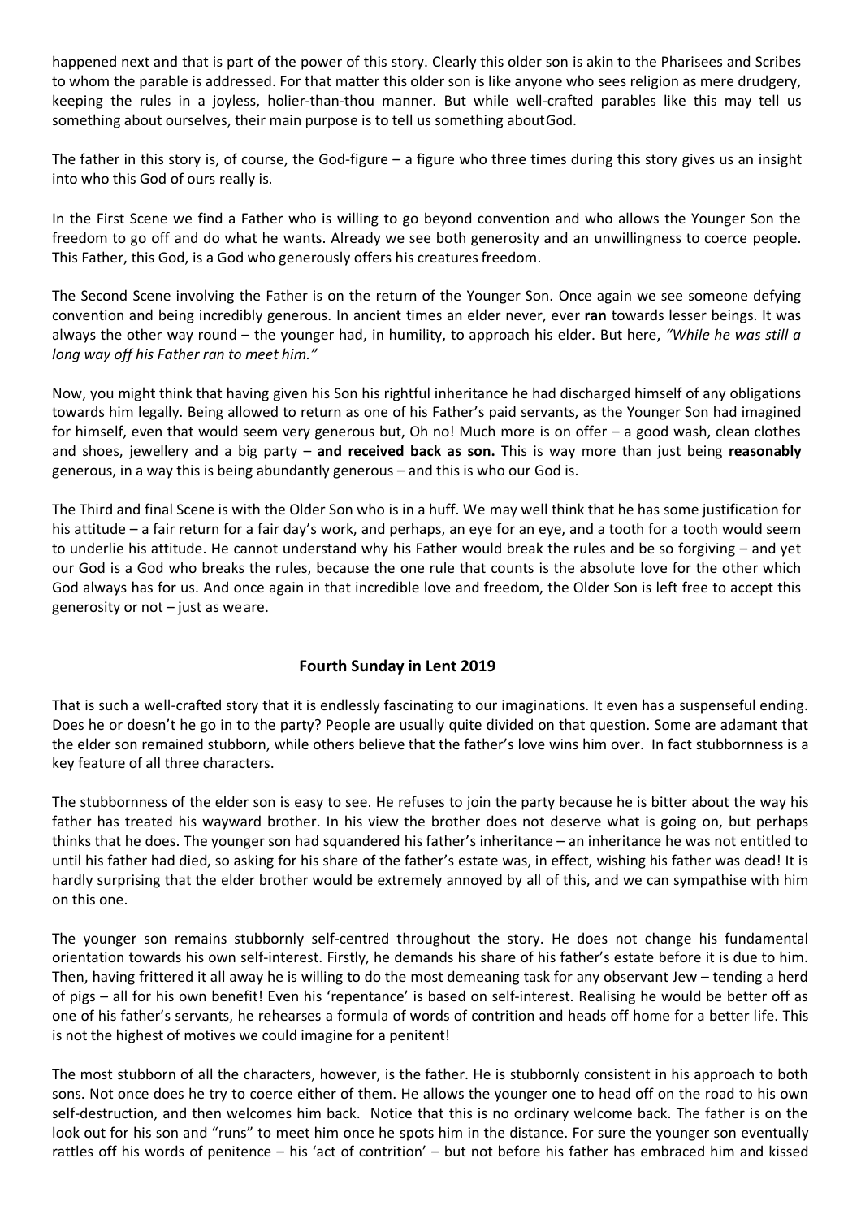happened next and that is part of the power of this story. Clearly this older son is akin to the Pharisees and Scribes to whom the parable is addressed. For that matter this older son is like anyone who sees religion as mere drudgery, keeping the rules in a joyless, holier-than-thou manner. But while well-crafted parables like this may tell us something about ourselves, their main purpose is to tell us something about God.

The father in this story is, of course, the God-figure – a figure who three times during this story gives us an insight into who this God of ours really is.

In the First Scene we find a Father who is willing to go beyond convention and who allows the Younger Son the freedom to go off and do what he wants. Already we see both generosity and an unwillingness to coerce people. This Father, this God, is a God who generously offers his creatures freedom.

The Second Scene involving the Father is on the return of the Younger Son. Once again we see someone defying convention and being incredibly generous. In ancient times an elder never, ever **ran** towards lesser beings. It was always the other way round – the younger had, in humility, to approach his elder. But here, *"While he was still a long way off his Father ran to meet him."*

Now, you might think that having given his Son his rightful inheritance he had discharged himself of any obligations towards him legally. Being allowed to return as one of his Father's paid servants, as the Younger Son had imagined for himself, even that would seem very generous but, Oh no! Much more is on offer – a good wash, clean clothes and shoes, jewellery and a big party – **and received back as son.** This is way more than just being **reasonably** generous, in a way this is being abundantly generous – and this is who our God is.

The Third and final Scene is with the Older Son who is in a huff. We may well think that he has some justification for his attitude – a fair return for a fair day's work, and perhaps, an eye for an eye, and a tooth for a tooth would seem to underlie his attitude. He cannot understand why his Father would break the rules and be so forgiving – and yet our God is a God who breaks the rules, because the one rule that counts is the absolute love for the other which God always has for us. And once again in that incredible love and freedom, the Older Son is left free to accept this generosity or not – just as we are.

## Fourth Sunday in Lent 2019

That is such a well-crafted story that it is endlessly fascinating to our imaginations. It even has a suspenseful ending. Does he or doesn't he go in to the party? People are usually quite divided on that question. Some are adamant that the elder son remained stubborn, while others believe that the father's love wins him over. In fact stubbornness is a key feature of all three characters.

The stubbornness of the elder son is easy to see. He refuses to join the party because he is bitter about the way his father has treated his wayward brother. In his view the brother does not deserve what is going on, but perhaps thinks that he does. The younger son had squandered his father's inheritance – an inheritance he was not entitled to until his father had died, so asking for his share of the father's estate was, in effect, wishing his father was dead! It is hardly surprising that the elder brother would be extremely annoyed by all of this, and we can sympathise with him on this one.

The younger son remains stubbornly self-centred throughout the story. He does not change his fundamental orientation towards his own self-interest. Firstly, he demands his share of his father's estate before it is due to him. Then, having frittered it all away he is willing to do the most demeaning task for any observant Jew – tending a herd of pigs – all for his own benefit! Even his 'repentance' is based on self-interest. Realising he would be better off as one of his father's servants, he rehearses a formula of words of contrition and heads off home for a better life. This is not the highest of motives we could imagine for a penitent!

The most stubborn of all the characters, however, is the father. He is stubbornly consistent in his approach to both sons. Not once does he try to coerce either of them. He allows the younger one to head off on the road to his own self-destruction, and then welcomes him back. Notice that this is no ordinary welcome back. The father is on the look out for his son and "runs" to meet him once he spots him in the distance. For sure the younger son eventually rattles off his words of penitence – his 'act of contrition' – but not before his father has embraced him and kissed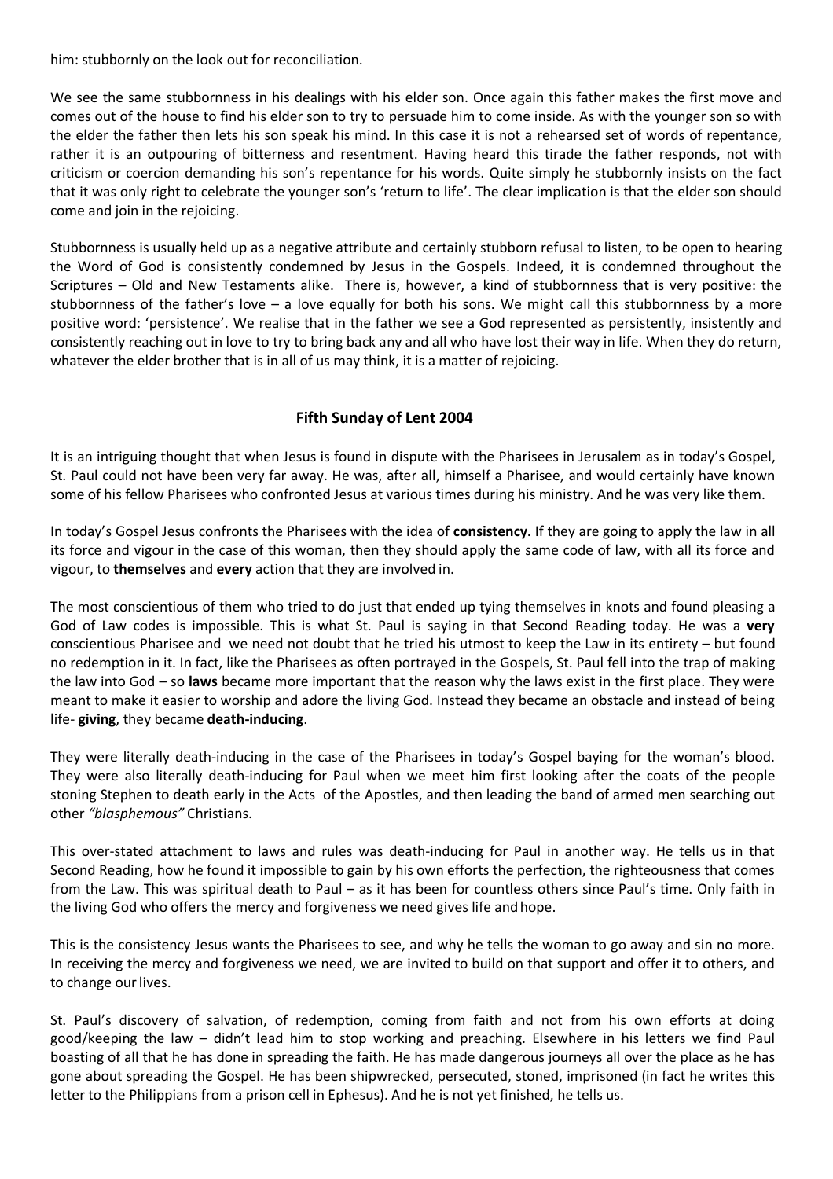him: stubbornly on the look out for reconciliation.

We see the same stubbornness in his dealings with his elder son. Once again this father makes the first move and comes out of the house to find his elder son to try to persuade him to come inside. As with the younger son so with the elder the father then lets his son speak his mind. In this case it is not a rehearsed set of words of repentance, rather it is an outpouring of bitterness and resentment. Having heard this tirade the father responds, not with criticism or coercion demanding his son's repentance for his words. Quite simply he stubbornly insists on the fact that it was only right to celebrate the younger son's 'return to life'. The clear implication is that the elder son should come and join in the rejoicing.

Stubbornness is usually held up as a negative attribute and certainly stubborn refusal to listen, to be open to hearing the Word of God is consistently condemned by Jesus in the Gospels. Indeed, it is condemned throughout the Scriptures – Old and New Testaments alike. There is, however, a kind of stubbornness that is very positive: the stubbornness of the father's love – a love equally for both his sons. We might call this stubbornness by a more positive word: 'persistence'. We realise that in the father we see a God represented as persistently, insistently and consistently reaching out in love to try to bring back any and all who have lost their way in life. When they do return, whatever the elder brother that is in all of us may think, it is a matter of rejoicing.

## Fifth Sunday of Lent 2004

It is an intriguing thought that when Jesus is found in dispute with the Pharisees in Jerusalem as in today's Gospel, St. Paul could not have been very far away. He was, after all, himself a Pharisee, and would certainly have known some of his fellow Pharisees who confronted Jesus at various times during his ministry. And he was very like them.

In today's Gospel Jesus confronts the Pharisees with the idea of **consistency**. If they are going to apply the law in all its force and vigour in the case of this woman, then they should apply the same code of law, with all its force and vigour, to **themselves** and **every** action that they are involved in.

The most conscientious of them who tried to do just that ended up tying themselves in knots and found pleasing a God of Law codes is impossible. This is what St. Paul is saying in that Second Reading today. He was a **very** conscientious Pharisee and we need not doubt that he tried his utmost to keep the Law in its entirety – but found no redemption in it. In fact, like the Pharisees as often portrayed in the Gospels, St. Paul fell into the trap of making the law into God – so **laws** became more important that the reason why the laws exist in the first place. They were meant to make it easier to worship and adore the living God. Instead they became an obstacle and instead of being life- **giving**, they became **death-inducing**.

They were literally death-inducing in the case of the Pharisees in today's Gospel baying for the woman's blood. They were also literally death-inducing for Paul when we meet him first looking after the coats of the people stoning Stephen to death early in the Acts of the Apostles, and then leading the band of armed men searching out other *"blasphemous"* Christians.

This over-stated attachment to laws and rules was death-inducing for Paul in another way. He tells us in that Second Reading, how he found it impossible to gain by his own efforts the perfection, the righteousness that comes from the Law. This was spiritual death to Paul – as it has been for countless others since Paul's time. Only faith in the living God who offers the mercy and forgiveness we need gives life and hope.

This is the consistency Jesus wants the Pharisees to see, and why he tells the woman to go away and sin no more. In receiving the mercy and forgiveness we need, we are invited to build on that support and offer it to others, and to change our lives.

St. Paul's discovery of salvation, of redemption, coming from faith and not from his own efforts at doing good/keeping the law – didn't lead him to stop working and preaching. Elsewhere in his letters we find Paul boasting of all that he has done in spreading the faith. He has made dangerous journeys all over the place as he has gone about spreading the Gospel. He has been shipwrecked, persecuted, stoned, imprisoned (in fact he writes this letter to the Philippians from a prison cell in Ephesus). And he is not yet finished, he tells us.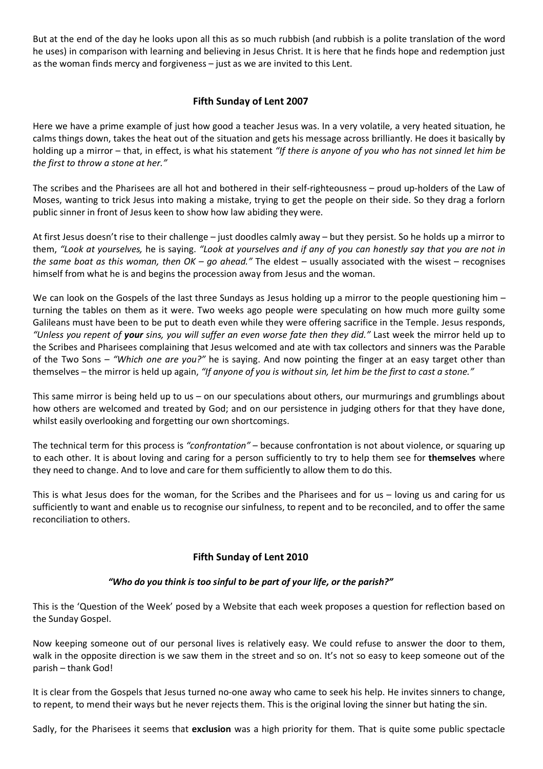But at the end of the day he looks upon all this as so much rubbish (and rubbish is a polite translation of the word he uses) in comparison with learning and believing in Jesus Christ. It is here that he finds hope and redemption just as the woman finds mercy and forgiveness – just as we are invited to this Lent.

## Fifth Sunday of Lent 2007

Here we have a prime example of just how good a teacher Jesus was. In a very volatile, a very heated situation, he calms things down, takes the heat out of the situation and gets his message across brilliantly. He does it basically by holding up a mirror – that, in effect, is what his statement *"If there is anyone of you who has not sinned let him be the first to throw a stone at her."*

The scribes and the Pharisees are all hot and bothered in their self-righteousness – proud up-holders of the Law of Moses, wanting to trick Jesus into making a mistake, trying to get the people on their side. So they drag a forlorn public sinner in front of Jesus keen to show how law abiding they were.

At first Jesus doesn't rise to their challenge – just doodles calmly away – but they persist. So he holds up a mirror to them, *"Look at yourselves,* he is saying. *"Look at yourselves and if any of you can honestly say that you are not in the same boat as this woman, then OK – go ahead."* The eldest – usually associated with the wisest – recognises himself from what he is and begins the procession away from Jesus and the woman.

We can look on the Gospels of the last three Sundays as Jesus holding up a mirror to the people questioning him – turning the tables on them as it were. Two weeks ago people were speculating on how much more guilty some Galileans must have been to be put to death even while they were offering sacrifice in the Temple. Jesus responds, *"Unless you repent of **your** sins, you will suffer an even worse fate then they did."* Last week the mirror held up to the Scribes and Pharisees complaining that Jesus welcomed and ate with tax collectors and sinners was the Parable of the Two Sons – *"Which one are you?"* he is saying. And now pointing the finger at an easy target other than themselves – the mirror is held up again, *"If anyone of you is without sin, let him be the first to cast a stone."*

This same mirror is being held up to us – on our speculations about others, our murmurings and grumblings about how others are welcomed and treated by God; and on our persistence in judging others for that they have done, whilst easily overlooking and forgetting our own shortcomings.

The technical term for this process is *"confrontation"* – because confrontation is not about violence, or squaring up to each other. It is about loving and caring for a person sufficiently to try to help them see for **themselves** where they need to change. And to love and care for them sufficiently to allow them to do this.

This is what Jesus does for the woman, for the Scribes and the Pharisees and for us – loving us and caring for us sufficiently to want and enable us to recognise our sinfulness, to repent and to be reconciled, and to offer the same reconciliation to others.

## Fifth Sunday of Lent 2010

***"Who do you think is too sinful to be part of your life, or the parish?"***

This is the 'Question of the Week' posed by a Website that each week proposes a question for reflection based on the Sunday Gospel.

Now keeping someone out of our personal lives is relatively easy. We could refuse to answer the door to them, walk in the opposite direction is we saw them in the street and so on. It's not so easy to keep someone out of the parish – thank God!

It is clear from the Gospels that Jesus turned no-one away who came to seek his help. He invites sinners to change, to repent, to mend their ways but he never rejects them. This is the original loving the sinner but hating the sin.

Sadly, for the Pharisees it seems that **exclusion** was a high priority for them. That is quite some public spectacle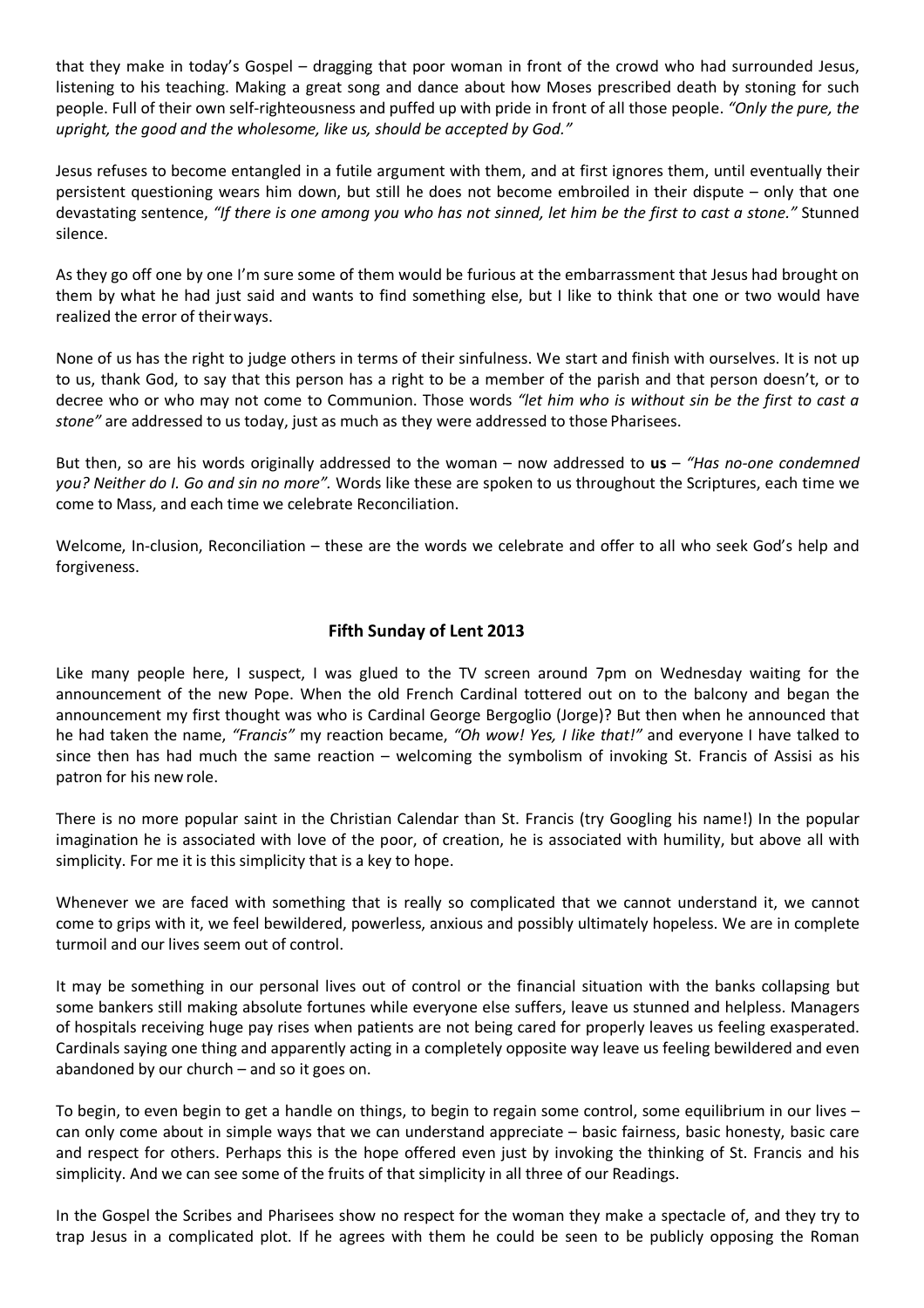that they make in today's Gospel – dragging that poor woman in front of the crowd who had surrounded Jesus, listening to his teaching. Making a great song and dance about how Moses prescribed death by stoning for such people. Full of their own self-righteousness and puffed up with pride in front of all those people. *"Only the pure, the upright, the good and the wholesome, like us, should be accepted by God."*

Jesus refuses to become entangled in a futile argument with them, and at first ignores them, until eventually their persistent questioning wears him down, but still he does not become embroiled in their dispute – only that one devastating sentence, *"If there is one among you who has not sinned, let him be the first to cast a stone."* Stunned silence.

As they go off one by one I'm sure some of them would be furious at the embarrassment that Jesus had brought on them by what he had just said and wants to find something else, but I like to think that one or two would have realized the error of their ways.

None of us has the right to judge others in terms of their sinfulness. We start and finish with ourselves. It is not up to us, thank God, to say that this person has a right to be a member of the parish and that person doesn't, or to decree who or who may not come to Communion. Those words *"let him who is without sin be the first to cast a stone"* are addressed to us today, just as much as they were addressed to those Pharisees.

But then, so are his words originally addressed to the woman – now addressed to **us** – *"Has no-one condemned you? Neither do I. Go and sin no more".* Words like these are spoken to us throughout the Scriptures, each time we come to Mass, and each time we celebrate Reconciliation.

Welcome, In-clusion, Reconciliation – these are the words we celebrate and offer to all who seek God's help and forgiveness.

## Fifth Sunday of Lent 2013

Like many people here, I suspect, I was glued to the TV screen around 7pm on Wednesday waiting for the announcement of the new Pope. When the old French Cardinal tottered out on to the balcony and began the announcement my first thought was who is Cardinal George Bergoglio (Jorge)? But then when he announced that he had taken the name, *"Francis"* my reaction became, *"Oh wow! Yes, I like that!"* and everyone I have talked to since then has had much the same reaction – welcoming the symbolism of invoking St. Francis of Assisi as his patron for his new role.

There is no more popular saint in the Christian Calendar than St. Francis (try Googling his name!) In the popular imagination he is associated with love of the poor, of creation, he is associated with humility, but above all with simplicity. For me it is this simplicity that is a key to hope.

Whenever we are faced with something that is really so complicated that we cannot understand it, we cannot come to grips with it, we feel bewildered, powerless, anxious and possibly ultimately hopeless. We are in complete turmoil and our lives seem out of control.

It may be something in our personal lives out of control or the financial situation with the banks collapsing but some bankers still making absolute fortunes while everyone else suffers, leave us stunned and helpless. Managers of hospitals receiving huge pay rises when patients are not being cared for properly leaves us feeling exasperated. Cardinals saying one thing and apparently acting in a completely opposite way leave us feeling bewildered and even abandoned by our church – and so it goes on.

To begin, to even begin to get a handle on things, to begin to regain some control, some equilibrium in our lives – can only come about in simple ways that we can understand appreciate – basic fairness, basic honesty, basic care and respect for others. Perhaps this is the hope offered even just by invoking the thinking of St. Francis and his simplicity. And we can see some of the fruits of that simplicity in all three of our Readings.

In the Gospel the Scribes and Pharisees show no respect for the woman they make a spectacle of, and they try to trap Jesus in a complicated plot. If he agrees with them he could be seen to be publicly opposing the Roman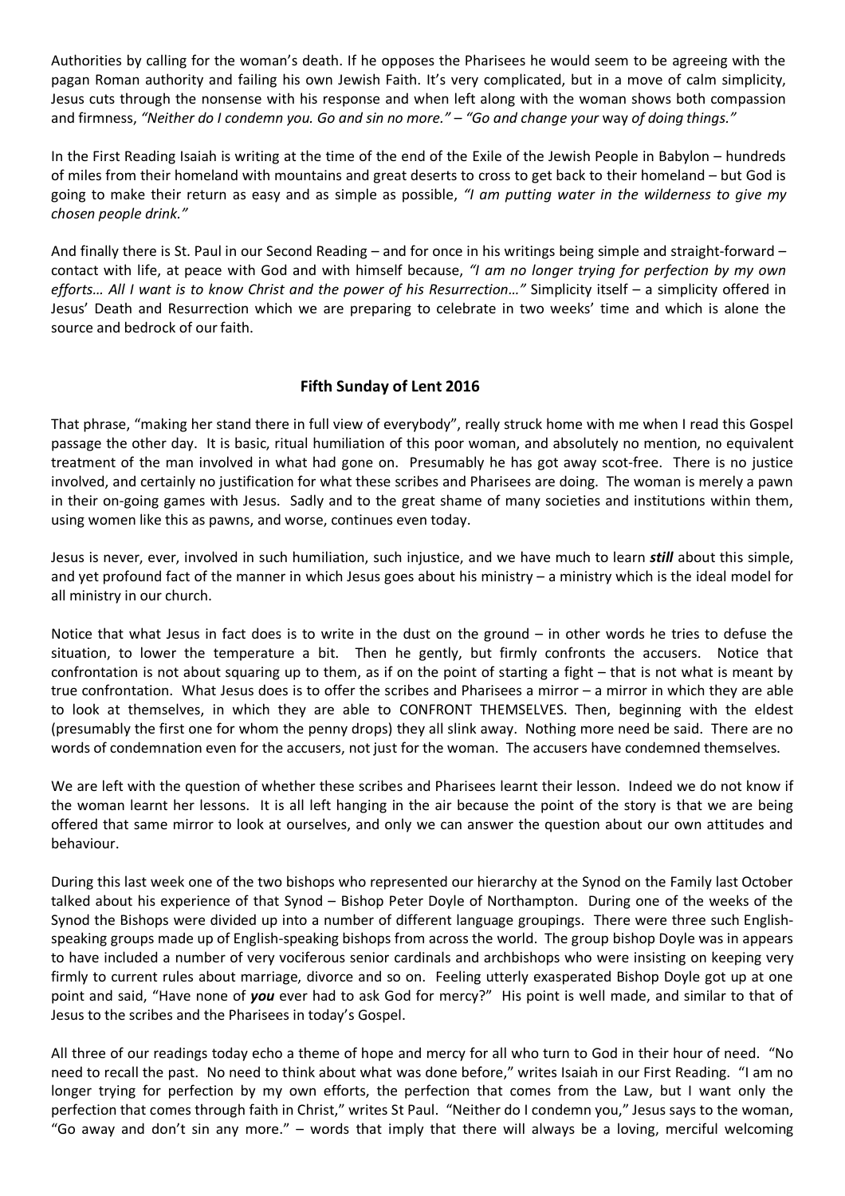Authorities by calling for the woman's death. If he opposes the Pharisees he would seem to be agreeing with the pagan Roman authority and failing his own Jewish Faith. It's very complicated, but in a move of calm simplicity, Jesus cuts through the nonsense with his response and when left along with the woman shows both compassion and firmness, *"Neither do I condemn you. Go and sin no more." – "Go and change your* way *of doing things."*

In the First Reading Isaiah is writing at the time of the end of the Exile of the Jewish People in Babylon – hundreds of miles from their homeland with mountains and great deserts to cross to get back to their homeland – but God is going to make their return as easy and as simple as possible, *"I am putting water in the wilderness to give my chosen people drink."*

And finally there is St. Paul in our Second Reading – and for once in his writings being simple and straight-forward – contact with life, at peace with God and with himself because, *"I am no longer trying for perfection by my own efforts… All I want is to know Christ and the power of his Resurrection…"* Simplicity itself – a simplicity offered in Jesus' Death and Resurrection which we are preparing to celebrate in two weeks' time and which is alone the source and bedrock of our faith.

## Fifth Sunday of Lent 2016

That phrase, "making her stand there in full view of everybody", really struck home with me when I read this Gospel passage the other day. It is basic, ritual humiliation of this poor woman, and absolutely no mention, no equivalent treatment of the man involved in what had gone on. Presumably he has got away scot-free. There is no justice involved, and certainly no justification for what these scribes and Pharisees are doing. The woman is merely a pawn in their on-going games with Jesus. Sadly and to the great shame of many societies and institutions within them, using women like this as pawns, and worse, continues even today.

Jesus is never, ever, involved in such humiliation, such injustice, and we have much to learn ***still*** about this simple, and yet profound fact of the manner in which Jesus goes about his ministry – a ministry which is the ideal model for all ministry in our church.

Notice that what Jesus in fact does is to write in the dust on the ground – in other words he tries to defuse the situation, to lower the temperature a bit. Then he gently, but firmly confronts the accusers. Notice that confrontation is not about squaring up to them, as if on the point of starting a fight – that is not what is meant by true confrontation. What Jesus does is to offer the scribes and Pharisees a mirror – a mirror in which they are able to look at themselves, in which they are able to CONFRONT THEMSELVES. Then, beginning with the eldest (presumably the first one for whom the penny drops) they all slink away. Nothing more need be said. There are no words of condemnation even for the accusers, not just for the woman. The accusers have condemned themselves.

We are left with the question of whether these scribes and Pharisees learnt their lesson. Indeed we do not know if the woman learnt her lessons. It is all left hanging in the air because the point of the story is that we are being offered that same mirror to look at ourselves, and only we can answer the question about our own attitudes and behaviour.

During this last week one of the two bishops who represented our hierarchy at the Synod on the Family last October talked about his experience of that Synod – Bishop Peter Doyle of Northampton. During one of the weeks of the Synod the Bishops were divided up into a number of different language groupings. There were three such English-speaking groups made up of English-speaking bishops from across the world. The group bishop Doyle was in appears to have included a number of very vociferous senior cardinals and archbishops who were insisting on keeping very firmly to current rules about marriage, divorce and so on. Feeling utterly exasperated Bishop Doyle got up at one point and said, "Have none of ***you*** ever had to ask God for mercy?" His point is well made, and similar to that of Jesus to the scribes and the Pharisees in today's Gospel.

All three of our readings today echo a theme of hope and mercy for all who turn to God in their hour of need. "No need to recall the past. No need to think about what was done before," writes Isaiah in our First Reading. "I am no longer trying for perfection by my own efforts, the perfection that comes from the Law, but I want only the perfection that comes through faith in Christ," writes St Paul. "Neither do I condemn you," Jesus says to the woman, "Go away and don't sin any more." – words that imply that there will always be a loving, merciful welcoming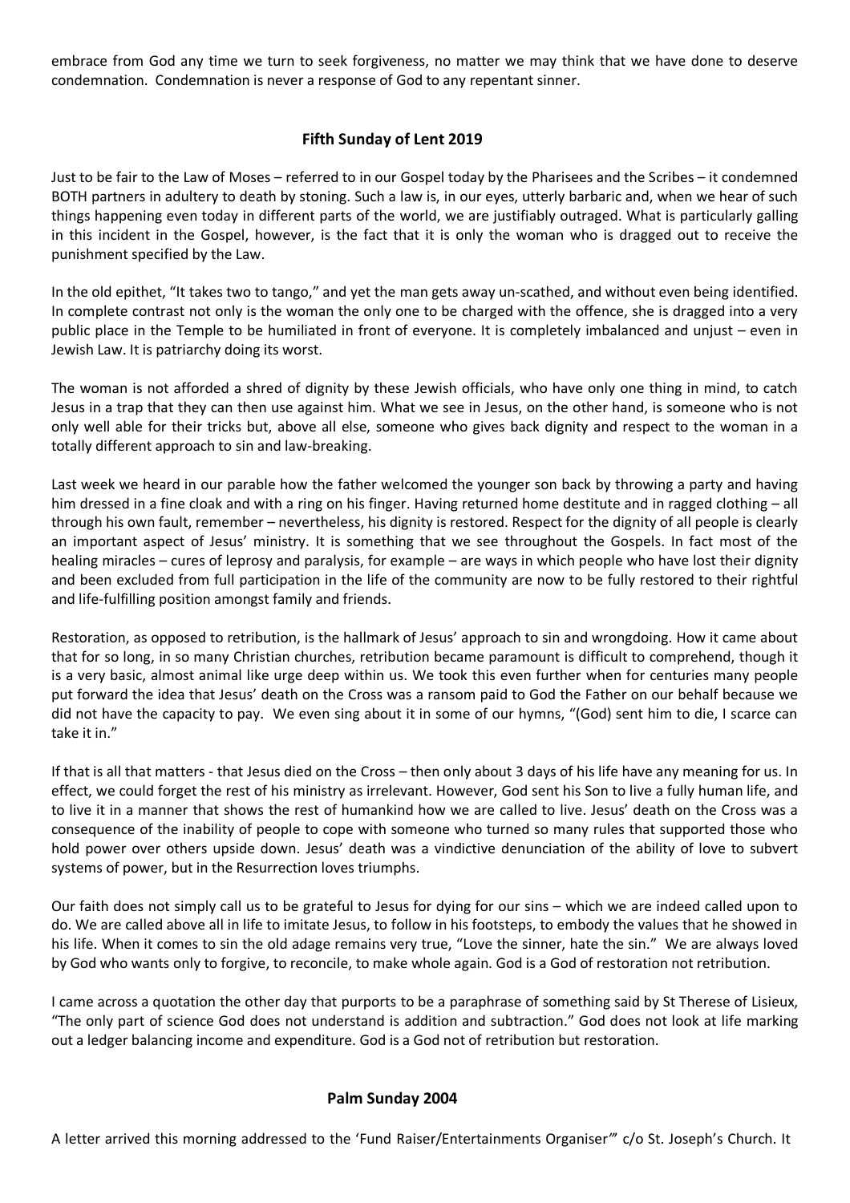embrace from God any time we turn to seek forgiveness, no matter we may think that we have done to deserve condemnation. Condemnation is never a response of God to any repentant sinner.

## Fifth Sunday of Lent 2019

Just to be fair to the Law of Moses – referred to in our Gospel today by the Pharisees and the Scribes – it condemned BOTH partners in adultery to death by stoning. Such a law is, in our eyes, utterly barbaric and, when we hear of such things happening even today in different parts of the world, we are justifiably outraged. What is particularly galling in this incident in the Gospel, however, is the fact that it is only the woman who is dragged out to receive the punishment specified by the Law.

In the old epithet, "It takes two to tango," and yet the man gets away un-scathed, and without even being identified. In complete contrast not only is the woman the only one to be charged with the offence, she is dragged into a very public place in the Temple to be humiliated in front of everyone. It is completely imbalanced and unjust – even in Jewish Law. It is patriarchy doing its worst.

The woman is not afforded a shred of dignity by these Jewish officials, who have only one thing in mind, to catch Jesus in a trap that they can then use against him. What we see in Jesus, on the other hand, is someone who is not only well able for their tricks but, above all else, someone who gives back dignity and respect to the woman in a totally different approach to sin and law-breaking.

Last week we heard in our parable how the father welcomed the younger son back by throwing a party and having him dressed in a fine cloak and with a ring on his finger. Having returned home destitute and in ragged clothing – all through his own fault, remember – nevertheless, his dignity is restored. Respect for the dignity of all people is clearly an important aspect of Jesus' ministry. It is something that we see throughout the Gospels. In fact most of the healing miracles – cures of leprosy and paralysis, for example – are ways in which people who have lost their dignity and been excluded from full participation in the life of the community are now to be fully restored to their rightful and life-fulfilling position amongst family and friends.

Restoration, as opposed to retribution, is the hallmark of Jesus' approach to sin and wrongdoing. How it came about that for so long, in so many Christian churches, retribution became paramount is difficult to comprehend, though it is a very basic, almost animal like urge deep within us. We took this even further when for centuries many people put forward the idea that Jesus' death on the Cross was a ransom paid to God the Father on our behalf because we did not have the capacity to pay. We even sing about it in some of our hymns, "(God) sent him to die, I scarce can take it in."

If that is all that matters - that Jesus died on the Cross – then only about 3 days of his life have any meaning for us. In effect, we could forget the rest of his ministry as irrelevant. However, God sent his Son to live a fully human life, and to live it in a manner that shows the rest of humankind how we are called to live. Jesus' death on the Cross was a consequence of the inability of people to cope with someone who turned so many rules that supported those who hold power over others upside down. Jesus' death was a vindictive denunciation of the ability of love to subvert systems of power, but in the Resurrection loves triumphs.

Our faith does not simply call us to be grateful to Jesus for dying for our sins – which we are indeed called upon to do. We are called above all in life to imitate Jesus, to follow in his footsteps, to embody the values that he showed in his life. When it comes to sin the old adage remains very true, "Love the sinner, hate the sin." We are always loved by God who wants only to forgive, to reconcile, to make whole again. God is a God of restoration not retribution.

I came across a quotation the other day that purports to be a paraphrase of something said by St Therese of Lisieux, "The only part of science God does not understand is addition and subtraction." God does not look at life marking out a ledger balancing income and expenditure. God is a God not of retribution but restoration.

## Palm Sunday 2004

A letter arrived this morning addressed to the 'Fund Raiser/Entertainments Organiser'" c/o St. Joseph's Church. It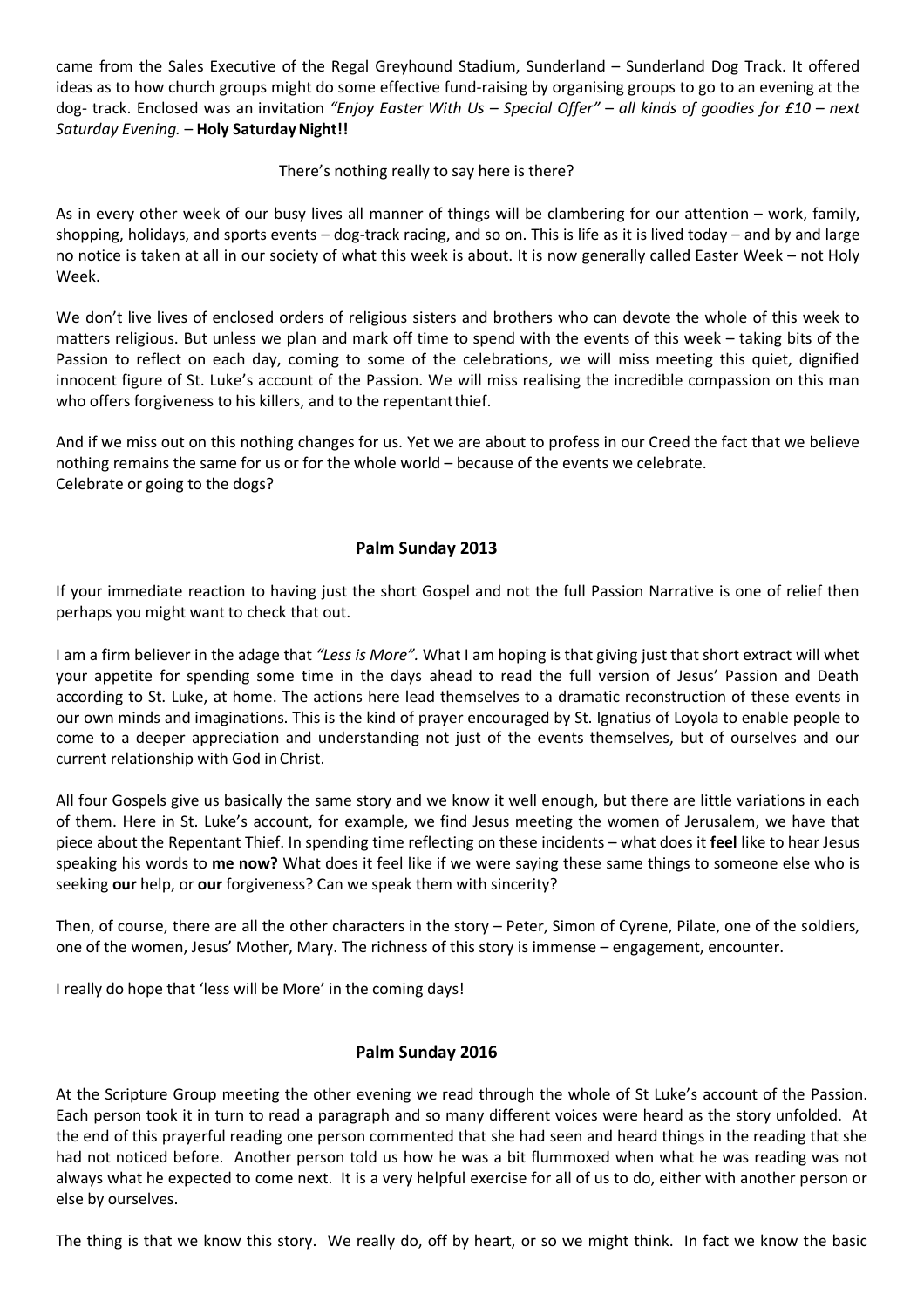came from the Sales Executive of the Regal Greyhound Stadium, Sunderland – Sunderland Dog Track. It offered ideas as to how church groups might do some effective fund-raising by organising groups to go to an evening at the dog- track. Enclosed was an invitation *"Enjoy Easter With Us – Special Offer" – all kinds of goodies for £10 – next Saturday Evening.* – **Holy Saturday Night!!**

There's nothing really to say here is there?

As in every other week of our busy lives all manner of things will be clambering for our attention – work, family, shopping, holidays, and sports events – dog-track racing, and so on. This is life as it is lived today – and by and large no notice is taken at all in our society of what this week is about. It is now generally called Easter Week – not Holy Week.

We don't live lives of enclosed orders of religious sisters and brothers who can devote the whole of this week to matters religious. But unless we plan and mark off time to spend with the events of this week – taking bits of the Passion to reflect on each day, coming to some of the celebrations, we will miss meeting this quiet, dignified innocent figure of St. Luke's account of the Passion. We will miss realising the incredible compassion on this man who offers forgiveness to his killers, and to the repentant thief.

And if we miss out on this nothing changes for us. Yet we are about to profess in our Creed the fact that we believe nothing remains the same for us or for the whole world – because of the events we celebrate.
Celebrate or going to the dogs?

## Palm Sunday 2013

If your immediate reaction to having just the short Gospel and not the full Passion Narrative is one of relief then perhaps you might want to check that out.

I am a firm believer in the adage that *"Less is More".* What I am hoping is that giving just that short extract will whet your appetite for spending some time in the days ahead to read the full version of Jesus' Passion and Death according to St. Luke, at home. The actions here lead themselves to a dramatic reconstruction of these events in our own minds and imaginations. This is the kind of prayer encouraged by St. Ignatius of Loyola to enable people to come to a deeper appreciation and understanding not just of the events themselves, but of ourselves and our current relationship with God in Christ.

All four Gospels give us basically the same story and we know it well enough, but there are little variations in each of them. Here in St. Luke's account, for example, we find Jesus meeting the women of Jerusalem, we have that piece about the Repentant Thief. In spending time reflecting on these incidents – what does it **feel** like to hear Jesus speaking his words to **me now?** What does it feel like if we were saying these same things to someone else who is seeking **our** help, or **our** forgiveness? Can we speak them with sincerity?

Then, of course, there are all the other characters in the story – Peter, Simon of Cyrene, Pilate, one of the soldiers, one of the women, Jesus' Mother, Mary. The richness of this story is immense – engagement, encounter.

I really do hope that 'less will be More' in the coming days!

## Palm Sunday 2016

At the Scripture Group meeting the other evening we read through the whole of St Luke's account of the Passion. Each person took it in turn to read a paragraph and so many different voices were heard as the story unfolded. At the end of this prayerful reading one person commented that she had seen and heard things in the reading that she had not noticed before. Another person told us how he was a bit flummoxed when what he was reading was not always what he expected to come next. It is a very helpful exercise for all of us to do, either with another person or else by ourselves.

The thing is that we know this story. We really do, off by heart, or so we might think. In fact we know the basic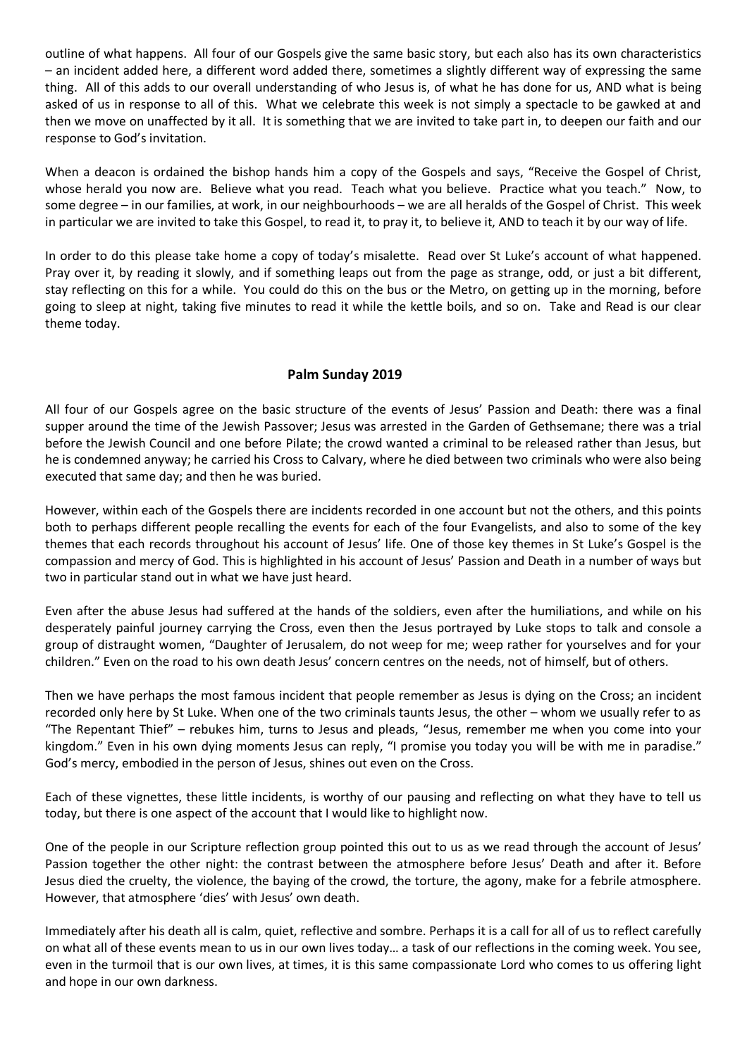outline of what happens. All four of our Gospels give the same basic story, but each also has its own characteristics – an incident added here, a different word added there, sometimes a slightly different way of expressing the same thing. All of this adds to our overall understanding of who Jesus is, of what he has done for us, AND what is being asked of us in response to all of this. What we celebrate this week is not simply a spectacle to be gawked at and then we move on unaffected by it all. It is something that we are invited to take part in, to deepen our faith and our response to God's invitation.

When a deacon is ordained the bishop hands him a copy of the Gospels and says, "Receive the Gospel of Christ, whose herald you now are. Believe what you read. Teach what you believe. Practice what you teach." Now, to some degree – in our families, at work, in our neighbourhoods – we are all heralds of the Gospel of Christ. This week in particular we are invited to take this Gospel, to read it, to pray it, to believe it, AND to teach it by our way of life.

In order to do this please take home a copy of today's misalette. Read over St Luke's account of what happened. Pray over it, by reading it slowly, and if something leaps out from the page as strange, odd, or just a bit different, stay reflecting on this for a while. You could do this on the bus or the Metro, on getting up in the morning, before going to sleep at night, taking five minutes to read it while the kettle boils, and so on. Take and Read is our clear theme today.

## Palm Sunday 2019

All four of our Gospels agree on the basic structure of the events of Jesus' Passion and Death: there was a final supper around the time of the Jewish Passover; Jesus was arrested in the Garden of Gethsemane; there was a trial before the Jewish Council and one before Pilate; the crowd wanted a criminal to be released rather than Jesus, but he is condemned anyway; he carried his Cross to Calvary, where he died between two criminals who were also being executed that same day; and then he was buried.

However, within each of the Gospels there are incidents recorded in one account but not the others, and this points both to perhaps different people recalling the events for each of the four Evangelists, and also to some of the key themes that each records throughout his account of Jesus' life. One of those key themes in St Luke's Gospel is the compassion and mercy of God. This is highlighted in his account of Jesus' Passion and Death in a number of ways but two in particular stand out in what we have just heard.

Even after the abuse Jesus had suffered at the hands of the soldiers, even after the humiliations, and while on his desperately painful journey carrying the Cross, even then the Jesus portrayed by Luke stops to talk and console a group of distraught women, "Daughter of Jerusalem, do not weep for me; weep rather for yourselves and for your children." Even on the road to his own death Jesus' concern centres on the needs, not of himself, but of others.

Then we have perhaps the most famous incident that people remember as Jesus is dying on the Cross; an incident recorded only here by St Luke. When one of the two criminals taunts Jesus, the other – whom we usually refer to as "The Repentant Thief" – rebukes him, turns to Jesus and pleads, "Jesus, remember me when you come into your kingdom." Even in his own dying moments Jesus can reply, "I promise you today you will be with me in paradise." God's mercy, embodied in the person of Jesus, shines out even on the Cross.

Each of these vignettes, these little incidents, is worthy of our pausing and reflecting on what they have to tell us today, but there is one aspect of the account that I would like to highlight now.

One of the people in our Scripture reflection group pointed this out to us as we read through the account of Jesus' Passion together the other night: the contrast between the atmosphere before Jesus' Death and after it. Before Jesus died the cruelty, the violence, the baying of the crowd, the torture, the agony, make for a febrile atmosphere. However, that atmosphere 'dies' with Jesus' own death.

Immediately after his death all is calm, quiet, reflective and sombre. Perhaps it is a call for all of us to reflect carefully on what all of these events mean to us in our own lives today… a task of our reflections in the coming week. You see, even in the turmoil that is our own lives, at times, it is this same compassionate Lord who comes to us offering light and hope in our own darkness.